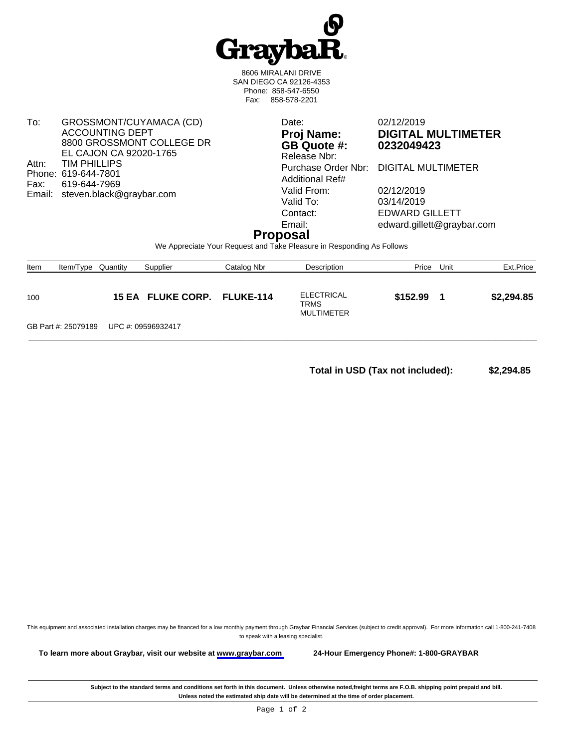# GraybaR

8606 MIRALANI DRIVE
SAN DIEGO CA 92126-4353
Phone: 858-547-6550
Fax: 858-578-2201

To: GROSSMONT/CUYAMACA (CD)
ACCOUNTING DEPT
8800 GROSSMONT COLLEGE DR
EL CAJON CA 92020-1765
Attn: TIM PHILLIPS
Phone: 619-644-7801
Fax: 619-644-7969
Email: steven.black@graybar.com

Date: 02/12/2019
**Proj Name: DIGITAL MULTIMETER**
**GB Quote #: 0232049423**
Release Nbr:
Purchase Order Nbr: DIGITAL MULTIMETER
Additional Ref#
Valid From: 02/12/2019
Valid To: 03/14/2019
Contact: EDWARD GILLETT
Email: edward.gillett@graybar.com

## Proposal

We Appreciate Your Request and Take Pleasure in Responding As Follows

| Item | Item/Type | Quantity | Supplier | Catalog Nbr | Description | Price | Unit | Ext.Price |
|---|---|---|---|---|---|---|---|---|
| 100 | | **15 EA** | **FLUKE CORP.** | **FLUKE-114** | ELECTRICAL TRMS MULTIMETER | **$152.99** | **1** | **$2,294.85** |

GB Part #: 25079189 UPC #: 09596932417

**Total in USD (Tax not included): $2,294.85**

This equipment and associated installation charges may be financed for a low monthly payment through Graybar Financial Services (subject to credit approval). For more information call 1-800-241-7408 to speak with a leasing specialist.

**To learn more about Graybar, visit our website at www.graybar.com** **24-Hour Emergency Phone#: 1-800-GRAYBAR**

**Subject to the standard terms and conditions set forth in this document. Unless otherwise noted,freight terms are F.O.B. shipping point prepaid and bill. Unless noted the estimated ship date will be determined at the time of order placement.**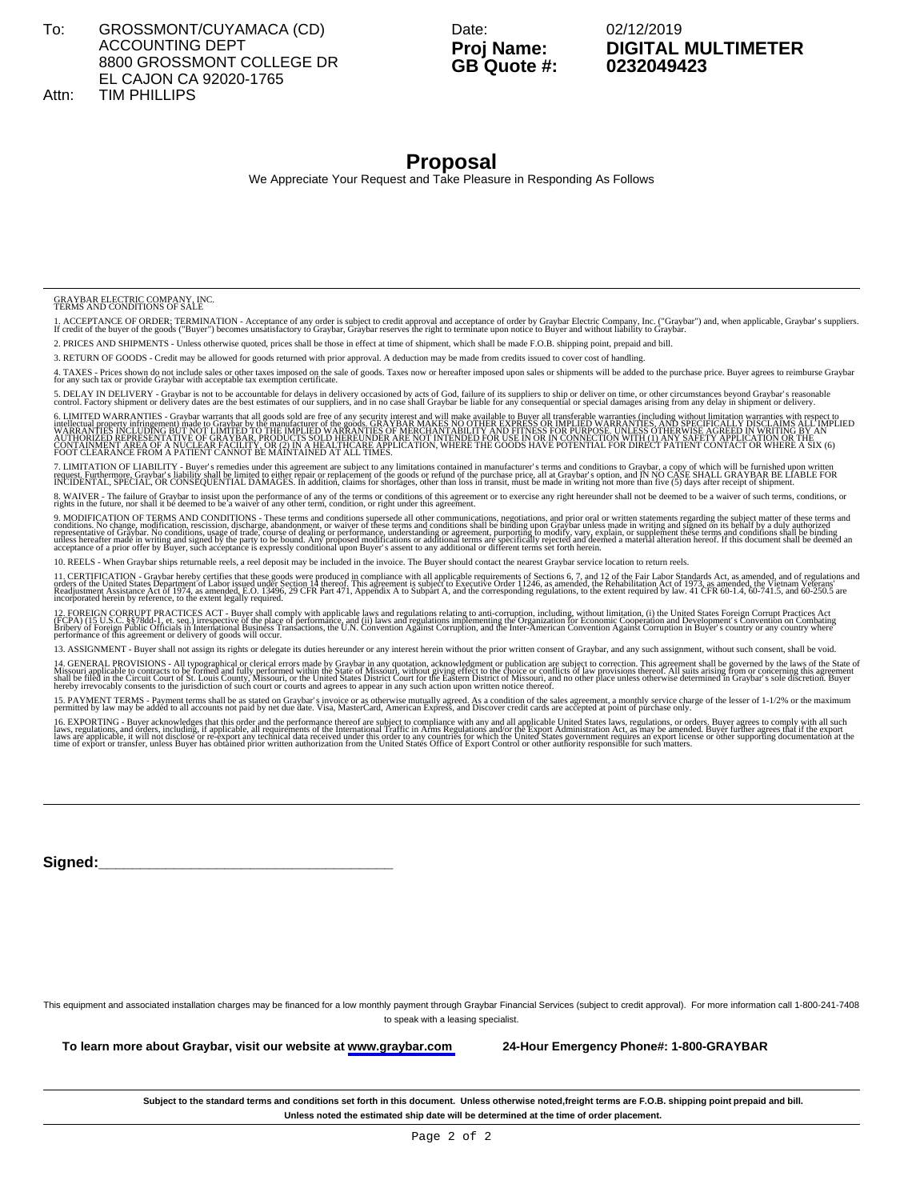To: GROSSMONT/CUYAMACA (CD)
ACCOUNTING DEPT
8800 GROSSMONT COLLEGE DR
EL CAJON CA 92020-1765

Attn: TIM PHILLIPS

Date: 02/12/2019

**Proj Name: DIGITAL MULTIMETER**

**GB Quote #: 0232049423**

# Proposal

We Appreciate Your Request and Take Pleasure in Responding As Follows

GRAYBAR ELECTRIC COMPANY, INC.
TERMS AND CONDITIONS OF SALE

1. ACCEPTANCE OF ORDER; TERMINATION - Acceptance of any order is subject to credit approval and acceptance of order by Graybar Electric Company, Inc. ("Graybar") and, when applicable, Graybar's suppliers. If credit of the buyer of the goods ("Buyer") becomes unsatisfactory to Graybar, Graybar reserves the right to terminate upon notice to Buyer and without liability to Graybar.

2. PRICES AND SHIPMENTS - Unless otherwise quoted, prices shall be those in effect at time of shipment, which shall be made F.O.B. shipping point, prepaid and bill.

3. RETURN OF GOODS - Credit may be allowed for goods returned with prior approval. A deduction may be made from credits issued to cover cost of handling.

4. TAXES - Prices shown do not include sales or other taxes imposed on the sale of goods. Taxes now or hereafter imposed upon sales or shipments will be added to the purchase price. Buyer agrees to reimburse Graybar for any such tax or provide Graybar with acceptable tax exemption certificate.

5. DELAY IN DELIVERY - Graybar is not to be accountable for delays in delivery occasioned by acts of God, failure of its suppliers to ship or deliver on time, or other circumstances beyond Graybar's reasonable control. Factory shipment or delivery dates are the best estimates of our suppliers, and in no case shall Graybar be liable for any consequential or special damages arising from any delay in shipment or delivery.

6. LIMITED WARRANTIES - Graybar warrants that all goods sold are free of any security interest and will make available to Buyer all transferable warranties (including without limitation warranties with respect to intellectual property infringement) made to Graybar by the manufacturer of the goods. GRAYBAR MAKES NO OTHER EXPRESS OR IMPLIED WARRANTIES, AND SPECIFICALLY DISCLAIMS ALL IMPLIED WARRANTIES INCLUDING BUT NOT LIMITED TO THE IMPLIED WARRANTIES OF MERCHANTABILITY AND FITNESS FOR PURPOSE. UNLESS OTHERWISE AGREED IN WRITING BY AN AUTHORIZED REPRESENTATIVE OF GRAYBAR, PRODUCTS SOLD HEREUNDER ARE NOT INTENDED FOR USE IN OR IN CONNECTION WITH (1) ANY SAFETY APPLICATION OR THE CONTAINMENT AREA OF A NUCLEAR FACILITY, OR (2) IN A HEALTHCARE APPLICATION, WHERE THE GOODS HAVE POTENTIAL FOR DIRECT PATIENT CONTACT OR WHERE A SIX (6) FOOT CLEARANCE FROM A PATIENT CANNOT BE MAINTAINED AT ALL TIMES.

7. LIMITATION OF LIABILITY - Buyer's remedies under this agreement are subject to any limitations contained in manufacturer's terms and conditions to Graybar, a copy of which will be furnished upon written request. Furthermore, Graybar's liability shall be limited to either repair or replacement of the goods or refund of the purchase price, all at Graybar's option, and IN NO CASE SHALL GRAYBAR BE LIABLE FOR INCIDENTAL, SPECIAL, OR CONSEQUENTIAL DAMAGES. In addition, claims for shortages, other than loss in transit, must be made in writing not more than five (5) days after receipt of shipment.

8. WAIVER - The failure of Graybar to insist upon the performance of any of the terms or conditions of this agreement or to exercise any right hereunder shall not be deemed to be a waiver of such terms, conditions, or rights in the future, nor shall it be deemed to be a waiver of any other term, condition, or right under this agreement.

9. MODIFICATION OF TERMS AND CONDITIONS - These terms and conditions supersede all other communications, negotiations, and prior oral or written statements regarding the subject matter of these terms and conditions. No change, modification, rescission, discharge, abandonment, or waiver of these terms and conditions shall be binding upon Graybar unless made in writing and signed on its behalf by a duly authorized representative of Graybar. No conditions, usage of trade, course of dealing or performance, understanding or agreement, purporting to modify, vary, explain, or supplement these terms and conditions shall be binding unless hereafter made in writing and signed by the party to be bound. Any proposed modifications or additional terms are specifically rejected and deemed a material alteration hereof. If this document shall be deemed an acceptance of a prior offer by Buyer, such acceptance is expressly conditional upon Buyer's assent to any additional or different terms set forth herein.

10. REELS - When Graybar ships returnable reels, a reel deposit may be included in the invoice. The Buyer should contact the nearest Graybar service location to return reels.

11. CERTIFICATION - Graybar hereby certifies that these goods were produced in compliance with all applicable requirements of Sections 6, 7, and 12 of the Fair Labor Standards Act, as amended, and of regulations and orders of the United States Department of Labor issued under Section 14 thereof. This agreement is subject to Executive Order 11246, as amended, the Rehabilitation Act of 1973, as amended, the Vietnam Veterans' Readjustment Assistance Act of 1974, as amended, E.O. 13496, 29 CFR Part 471, Appendix A to Subpart A, and the corresponding regulations, to the extent required by law. 41 CFR 60-1.4, 60-741.5, and 60-250.5 are incorporated herein by reference, to the extent legally required.

12. FOREIGN CORRUPT PRACTICES ACT - Buyer shall comply with applicable laws and regulations relating to anti-corruption, including, without limitation, (i) the United States Foreign Corrupt Practices Act (FCPA) (15 U.S.C. §§78dd-1, et. seq.) irrespective of the place of performance, and (ii) laws and regulations implementing the Organization for Economic Cooperation and Development's Convention on Combating Bribery of Foreign Public Officials in International Business Transactions, the U.N. Convention Against Corruption, and the Inter-American Convention Against Corruption in Buyer's country or any country where performance of this agreement or delivery of goods will occur.

13. ASSIGNMENT - Buyer shall not assign its rights or delegate its duties hereunder or any interest herein without the prior written consent of Graybar, and any such assignment, without such consent, shall be void.

14. GENERAL PROVISIONS - All typographical or clerical errors made by Graybar in any quotation, acknowledgment or publication are subject to correction. This agreement shall be governed by the laws of the State of Missouri applicable to contracts to be formed and fully performed within the State of Missouri, without giving effect to the choice or conflicts of law provisions thereof. All suits arising from or concerning this agreement shall be filed in the Circuit Court of St. Louis County, Missouri, or the United States District Court for the Eastern District of Missouri, and no other place unless otherwise determined in Graybar's sole discretion. Buyer hereby irrevocably consents to the jurisdiction of such court or courts and agrees to appear in any such action upon written notice thereof.

15. PAYMENT TERMS - Payment terms shall be as stated on Graybar's invoice or as otherwise mutually agreed. As a condition of the sales agreement, a monthly service charge of the lesser of 1-1/2% or the maximum permitted by law may be added to all accounts not paid by net due date. Visa, MasterCard, American Express, and Discover credit cards are accepted at point of purchase only.

16. EXPORTING - Buyer acknowledges that this order and the performance thereof are subject to compliance with any and all applicable United States laws, regulations, or orders. Buyer agrees to comply with all such laws, regulations, and orders, including, if applicable, all requirements of the International Traffic in Arms Regulations and/or the Export Administration Act, as may be amended. Buyer further agrees that if the export laws are applicable, it will not disclose or re-export any technical data received under this order to any countries for which the United States government requires an export license or other supporting documentation at the time of export or transfer, unless Buyer has obtained prior written authorization from the United States Office of Export Control or other authority responsible for such matters.

**Signed:**_______________________________________

This equipment and associated installation charges may be financed for a low monthly payment through Graybar Financial Services (subject to credit approval). For more information call 1-800-241-7408 to speak with a leasing specialist.

**To learn more about Graybar, visit our website at www.graybar.com** **24-Hour Emergency Phone#: 1-800-GRAYBAR**

**Subject to the standard terms and conditions set forth in this document. Unless otherwise noted,freight terms are F.O.B. shipping point prepaid and bill.**

**Unless noted the estimated ship date will be determined at the time of order placement.**